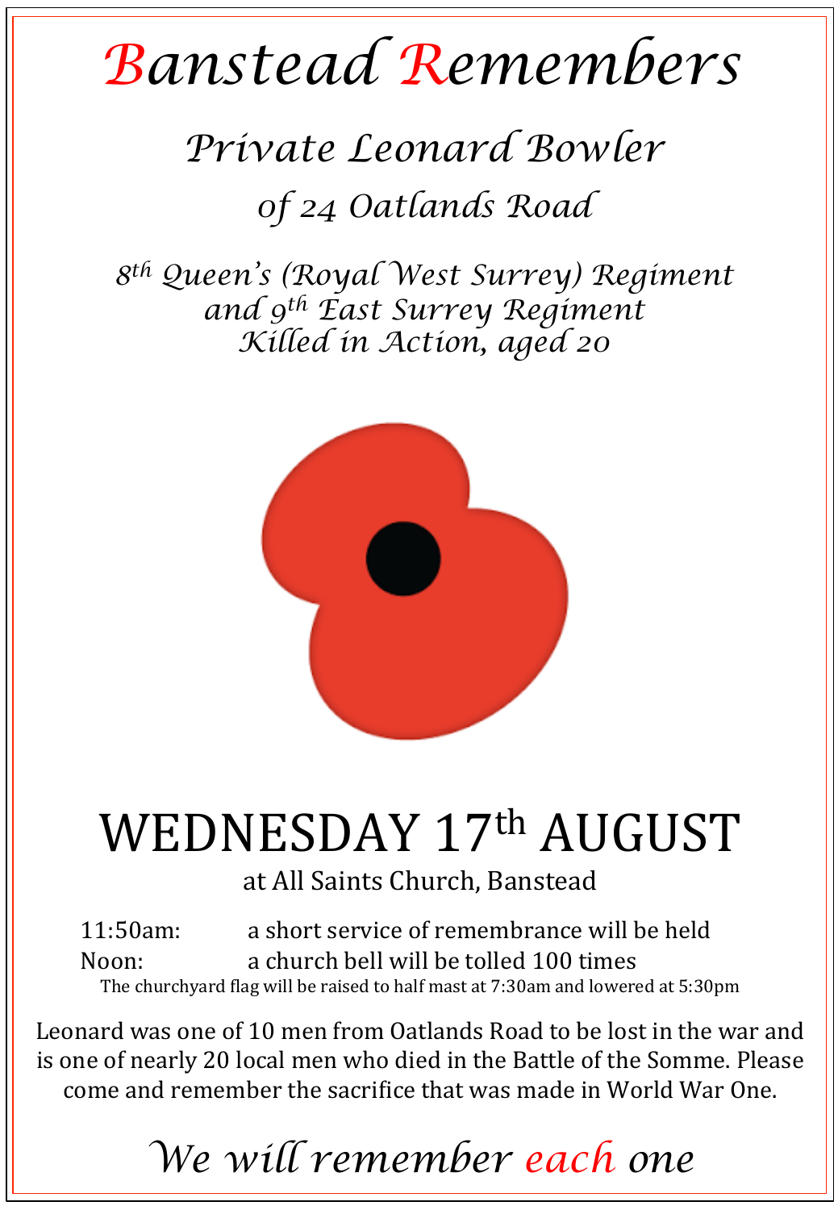# Banstead Remembers

## *Private Leonard Bowler*

### *of 24 Oatlands Road*

*8th Queen's (Royal West Surrey) Regiment*
*and 9th East Surrey Regiment*
*Killed in Action, aged 20*

# WEDNESDAY 17th AUGUST

at All Saints Church, Banstead

11:50am: a short service of remembrance will be held
Noon: a church bell will be tolled 100 times

The churchyard flag will be raised to half mast at 7:30am and lowered at 5:30pm

Leonard was one of 10 men from Oatlands Road to be lost in the war and is one of nearly 20 local men who died in the Battle of the Somme. Please come and remember the sacrifice that was made in World War One.

## *We will remember each one*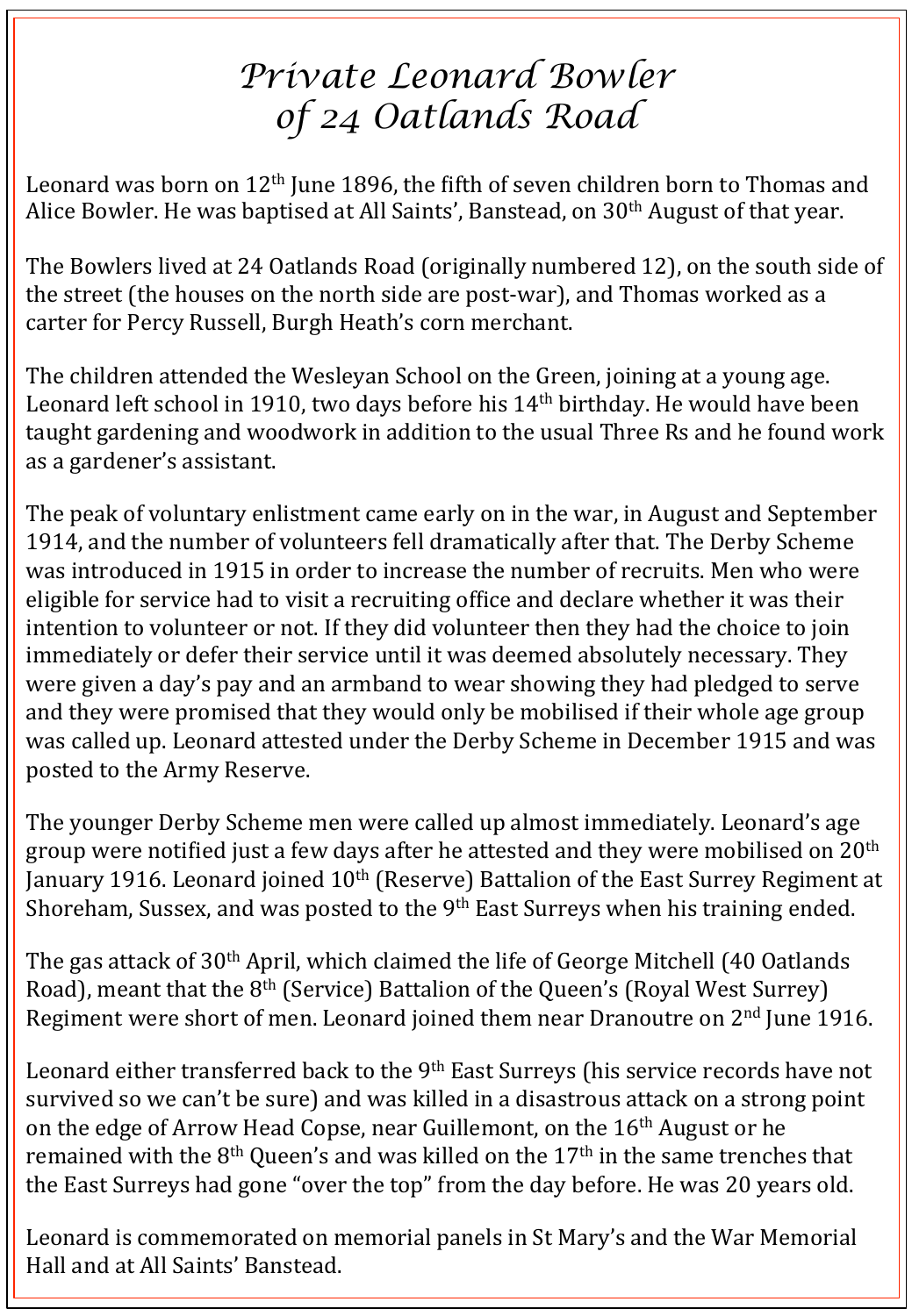# *Private Leonard Bowler of 24 Oatlands Road*

Leonard was born on 12th June 1896, the fifth of seven children born to Thomas and Alice Bowler. He was baptised at All Saints', Banstead, on 30th August of that year.

The Bowlers lived at 24 Oatlands Road (originally numbered 12), on the south side of the street (the houses on the north side are post-war), and Thomas worked as a carter for Percy Russell, Burgh Heath's corn merchant.

The children attended the Wesleyan School on the Green, joining at a young age. Leonard left school in 1910, two days before his 14th birthday. He would have been taught gardening and woodwork in addition to the usual Three Rs and he found work as a gardener's assistant.

The peak of voluntary enlistment came early on in the war, in August and September 1914, and the number of volunteers fell dramatically after that. The Derby Scheme was introduced in 1915 in order to increase the number of recruits. Men who were eligible for service had to visit a recruiting office and declare whether it was their intention to volunteer or not. If they did volunteer then they had the choice to join immediately or defer their service until it was deemed absolutely necessary. They were given a day's pay and an armband to wear showing they had pledged to serve and they were promised that they would only be mobilised if their whole age group was called up. Leonard attested under the Derby Scheme in December 1915 and was posted to the Army Reserve.

The younger Derby Scheme men were called up almost immediately. Leonard's age group were notified just a few days after he attested and they were mobilised on 20th January 1916. Leonard joined 10th (Reserve) Battalion of the East Surrey Regiment at Shoreham, Sussex, and was posted to the 9th East Surreys when his training ended.

The gas attack of 30th April, which claimed the life of George Mitchell (40 Oatlands Road), meant that the 8th (Service) Battalion of the Queen's (Royal West Surrey) Regiment were short of men. Leonard joined them near Dranoutre on 2nd June 1916.

Leonard either transferred back to the 9th East Surreys (his service records have not survived so we can't be sure) and was killed in a disastrous attack on a strong point on the edge of Arrow Head Copse, near Guillemont, on the 16th August or he remained with the 8th Queen's and was killed on the 17th in the same trenches that the East Surreys had gone "over the top" from the day before. He was 20 years old.

Leonard is commemorated on memorial panels in St Mary's and the War Memorial Hall and at All Saints' Banstead.